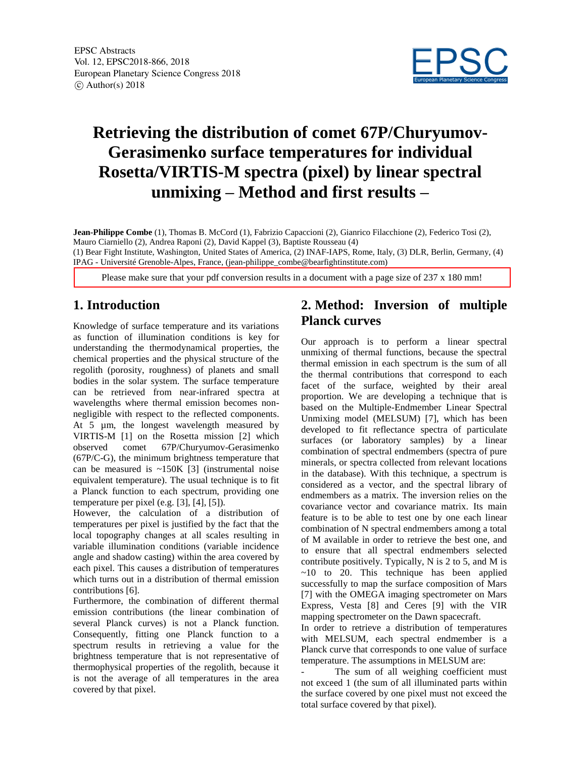EPSC Abstracts
Vol. 12, EPSC2018-866, 2018
European Planetary Science Congress 2018
© Author(s) 2018

# Retrieving the distribution of comet 67P/Churyumov-Gerasimenko surface temperatures for individual Rosetta/VIRTIS-M spectra (pixel) by linear spectral unmixing – Method and first results –

**Jean-Philippe Combe** (1), Thomas B. McCord (1), Fabrizio Capaccioni (2), Gianrico Filacchione (2), Federico Tosi (2), Mauro Ciarniello (2), Andrea Raponi (2), David Kappel (3), Baptiste Rousseau (4)
(1) Bear Fight Institute, Washington, United States of America, (2) INAF-IAPS, Rome, Italy, (3) DLR, Berlin, Germany, (4) IPAG - Université Grenoble-Alpes, France, (jean-philippe_combe@bearfightinstitute.com)

Please make sure that your pdf conversion results in a document with a page size of 237 x 180 mm!

## 1. Introduction

Knowledge of surface temperature and its variations as function of illumination conditions is key for understanding the thermodynamical properties, the chemical properties and the physical structure of the regolith (porosity, roughness) of planets and small bodies in the solar system. The surface temperature can be retrieved from near-infrared spectra at wavelengths where thermal emission becomes non-negligible with respect to the reflected components. At 5 µm, the longest wavelength measured by VIRTIS-M [1] on the Rosetta mission [2] which observed comet 67P/Churyumov-Gerasimenko (67P/C-G), the minimum brightness temperature that can be measured is ~150K [3] (instrumental noise equivalent temperature). The usual technique is to fit a Planck function to each spectrum, providing one temperature per pixel (e.g. [3], [4], [5]).

However, the calculation of a distribution of temperatures per pixel is justified by the fact that the local topography changes at all scales resulting in variable illumination conditions (variable incidence angle and shadow casting) within the area covered by each pixel. This causes a distribution of temperatures which turns out in a distribution of thermal emission contributions [6].

Furthermore, the combination of different thermal emission contributions (the linear combination of several Planck curves) is not a Planck function. Consequently, fitting one Planck function to a spectrum results in retrieving a value for the brightness temperature that is not representative of thermophysical properties of the regolith, because it is not the average of all temperatures in the area covered by that pixel.

## 2. Method: Inversion of multiple Planck curves

Our approach is to perform a linear spectral unmixing of thermal functions, because the spectral thermal emission in each spectrum is the sum of all the thermal contributions that correspond to each facet of the surface, weighted by their areal proportion. We are developing a technique that is based on the Multiple-Endmember Linear Spectral Unmixing model (MELSUM) [7], which has been developed to fit reflectance spectra of particulate surfaces (or laboratory samples) by a linear combination of spectral endmembers (spectra of pure minerals, or spectra collected from relevant locations in the database). With this technique, a spectrum is considered as a vector, and the spectral library of endmembers as a matrix. The inversion relies on the covariance vector and covariance matrix. Its main feature is to be able to test one by one each linear combination of N spectral endmembers among a total of M available in order to retrieve the best one, and to ensure that all spectral endmembers selected contribute positively. Typically, N is 2 to 5, and M is ~10 to 20. This technique has been applied successfully to map the surface composition of Mars [7] with the OMEGA imaging spectrometer on Mars Express, Vesta [8] and Ceres [9] with the VIR mapping spectrometer on the Dawn spacecraft.

In order to retrieve a distribution of temperatures with MELSUM, each spectral endmember is a Planck curve that corresponds to one value of surface temperature. The assumptions in MELSUM are:

- The sum of all weighing coefficient must not exceed 1 (the sum of all illuminated parts within the surface covered by one pixel must not exceed the total surface covered by that pixel).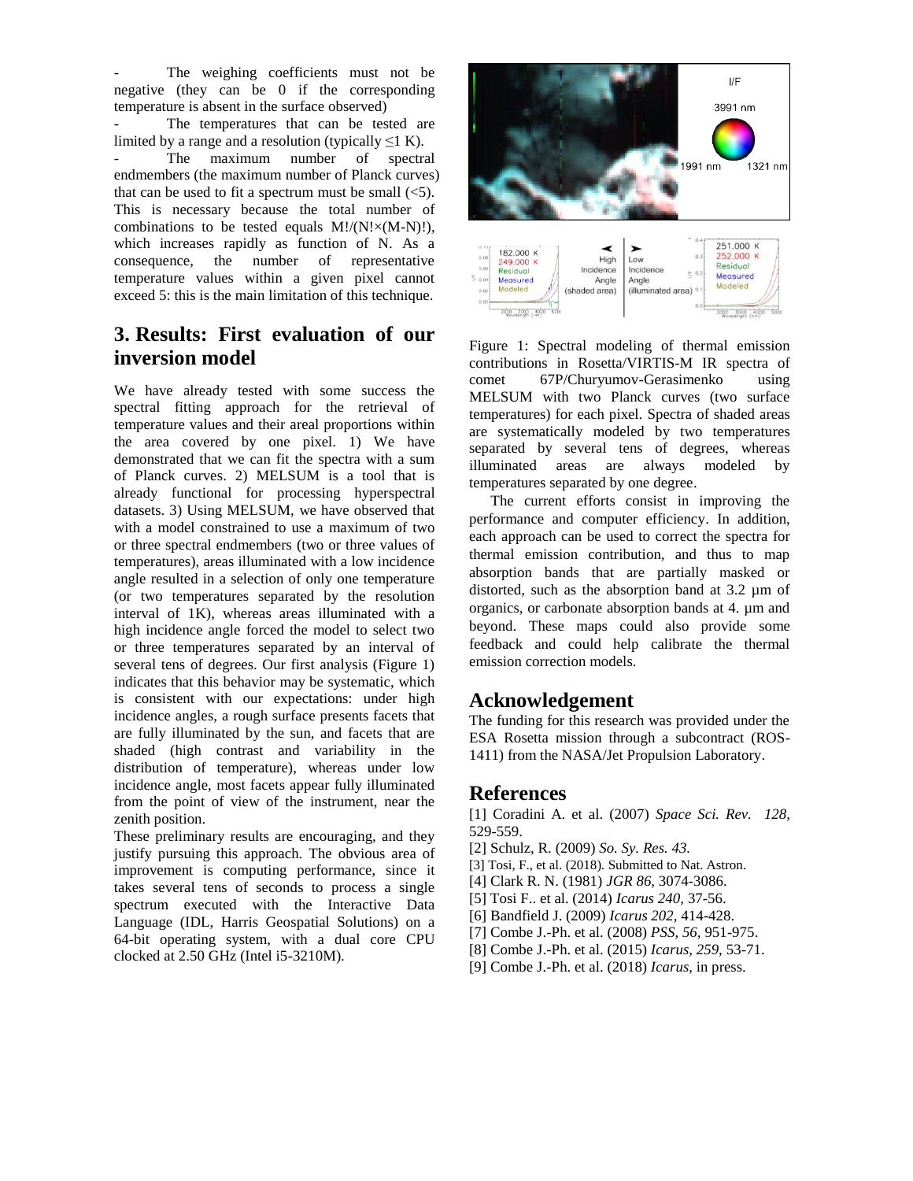- The weighing coefficients must not be negative (they can be 0 if the corresponding temperature is absent in the surface observed)
- The temperatures that can be tested are limited by a range and a resolution (typically ≤1 K).
- The maximum number of spectral endmembers (the maximum number of Planck curves) that can be used to fit a spectrum must be small (<5). This is necessary because the total number of combinations to be tested equals $M!/(N!\times(M-N)!)$, which increases rapidly as function of N. As a consequence, the number of representative temperature values within a given pixel cannot exceed 5: this is the main limitation of this technique.

## 3. Results: First evaluation of our inversion model

We have already tested with some success the spectral fitting approach for the retrieval of temperature values and their areal proportions within the area covered by one pixel. 1) We have demonstrated that we can fit the spectra with a sum of Planck curves. 2) MELSUM is a tool that is already functional for processing hyperspectral datasets. 3) Using MELSUM, we have observed that with a model constrained to use a maximum of two or three spectral endmembers (two or three values of temperatures), areas illuminated with a low incidence angle resulted in a selection of only one temperature (or two temperatures separated by the resolution interval of 1K), whereas areas illuminated with a high incidence angle forced the model to select two or three temperatures separated by an interval of several tens of degrees. Our first analysis (Figure 1) indicates that this behavior may be systematic, which is consistent with our expectations: under high incidence angles, a rough surface presents facets that are fully illuminated by the sun, and facets that are shaded (high contrast and variability in the distribution of temperature), whereas under low incidence angle, most facets appear fully illuminated from the point of view of the instrument, near the zenith position.

These preliminary results are encouraging, and they justify pursuing this approach. The obvious area of improvement is computing performance, since it takes several tens of seconds to process a single spectrum executed with the Interactive Data Language (IDL, Harris Geospatial Solutions) on a 64-bit operating system, with a dual core CPU clocked at 2.50 GHz (Intel i5-3210M).

I/F
3991 nm
1991 nm
1321 nm

182.000 K
249.000 K
Residual
Measured
Modeled
High Incidence Angle (shaded area)
Low Incidence Angle (illuminated area)
251.000 K
252.000 K
Residual
Measured
Modeled

Figure 1: Spectral modeling of thermal emission contributions in Rosetta/VIRTIS-M IR spectra of comet 67P/Churyumov-Gerasimenko using MELSUM with two Planck curves (two surface temperatures) for each pixel. Spectra of shaded areas are systematically modeled by two temperatures separated by several tens of degrees, whereas illuminated areas are always modeled by temperatures separated by one degree.

The current efforts consist in improving the performance and computer efficiency. In addition, each approach can be used to correct the spectra for thermal emission contribution, and thus to map absorption bands that are partially masked or distorted, such as the absorption band at 3.2 µm of organics, or carbonate absorption bands at 4. µm and beyond. These maps could also provide some feedback and could help calibrate the thermal emission correction models.

## Acknowledgement

The funding for this research was provided under the ESA Rosetta mission through a subcontract (ROS-1411) from the NASA/Jet Propulsion Laboratory.

## References

[1] Coradini A. et al. (2007) *Space Sci. Rev. 128*, 529-559.
[2] Schulz, R. (2009) *So. Sy. Res. 43.*
[3] Tosi, F., et al. (2018). Submitted to Nat. Astron.
[4] Clark R. N. (1981) *JGR 86*, 3074-3086.
[5] Tosi F.. et al. (2014) *Icarus 240*, 37-56.
[6] Bandfield J. (2009) *Icarus 202*, 414-428.
[7] Combe J.-Ph. et al. (2008) *PSS, 56*, 951-975.
[8] Combe J.-Ph. et al. (2015) *Icarus, 259*, 53-71.
[9] Combe J.-Ph. et al. (2018) *Icarus*, in press.